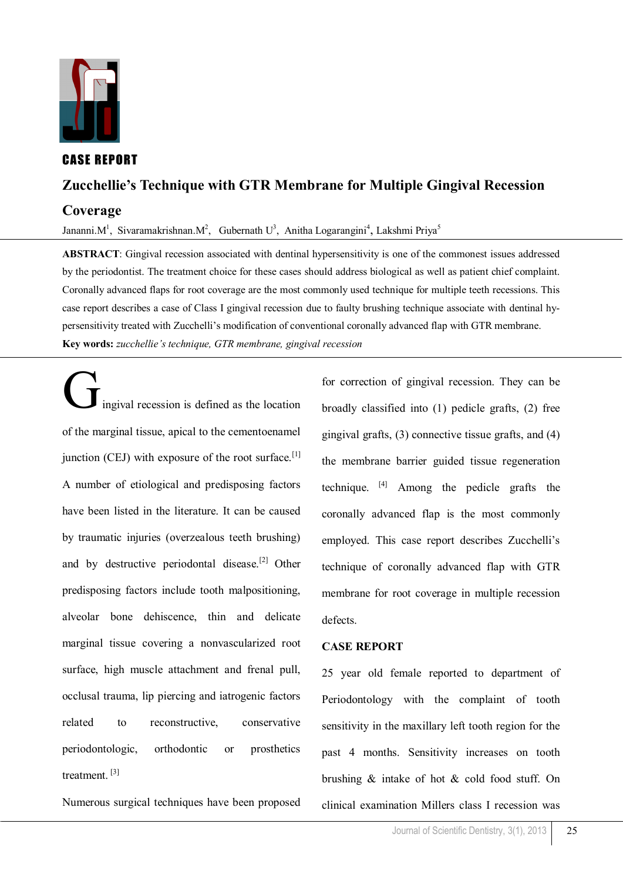CASE REPORT

# Zucchellie's Technique with GTR Membrane for Multiple Gingival Recession Coverage

Jananni.M[1], Sivaramakrishnan.M[2], Gubernath U[3], Anitha Logarangini[4], Lakshmi Priya[5]

**ABSTRACT**: Gingival recession associated with dentinal hypersensitivity is one of the commonest issues addressed by the periodontist. The treatment choice for these cases should address biological as well as patient chief complaint. Coronally advanced flaps for root coverage are the most commonly used technique for multiple teeth recessions. This case report describes a case of Class I gingival recession due to faulty brushing technique associate with dentinal hypersensitivity treated with Zucchelli's modification of conventional coronally advanced flap with GTR membrane.

**Key words:** *zucchellie's technique, GTR membrane, gingival recession*

Gingival recession is defined as the location of the marginal tissue, apical to the cementoenamel junction (CEJ) with exposure of the root surface.[1] A number of etiological and predisposing factors have been listed in the literature. It can be caused by traumatic injuries (overzealous teeth brushing) and by destructive periodontal disease.[2] Other predisposing factors include tooth malpositioning, alveolar bone dehiscence, thin and delicate marginal tissue covering a nonvascularized root surface, high muscle attachment and frenal pull, occlusal trauma, lip piercing and iatrogenic factors related to reconstructive, conservative periodontologic, orthodontic or prosthetics treatment. [3]

Numerous surgical techniques have been proposed for correction of gingival recession. They can be broadly classified into (1) pedicle grafts, (2) free gingival grafts, (3) connective tissue grafts, and (4) the membrane barrier guided tissue regeneration technique. [4] Among the pedicle grafts the coronally advanced flap is the most commonly employed. This case report describes Zucchelli's technique of coronally advanced flap with GTR membrane for root coverage in multiple recession defects.

## CASE REPORT

25 year old female reported to department of Periodontology with the complaint of tooth sensitivity in the maxillary left tooth region for the past 4 months. Sensitivity increases on tooth brushing & intake of hot & cold food stuff. On clinical examination Millers class I recession was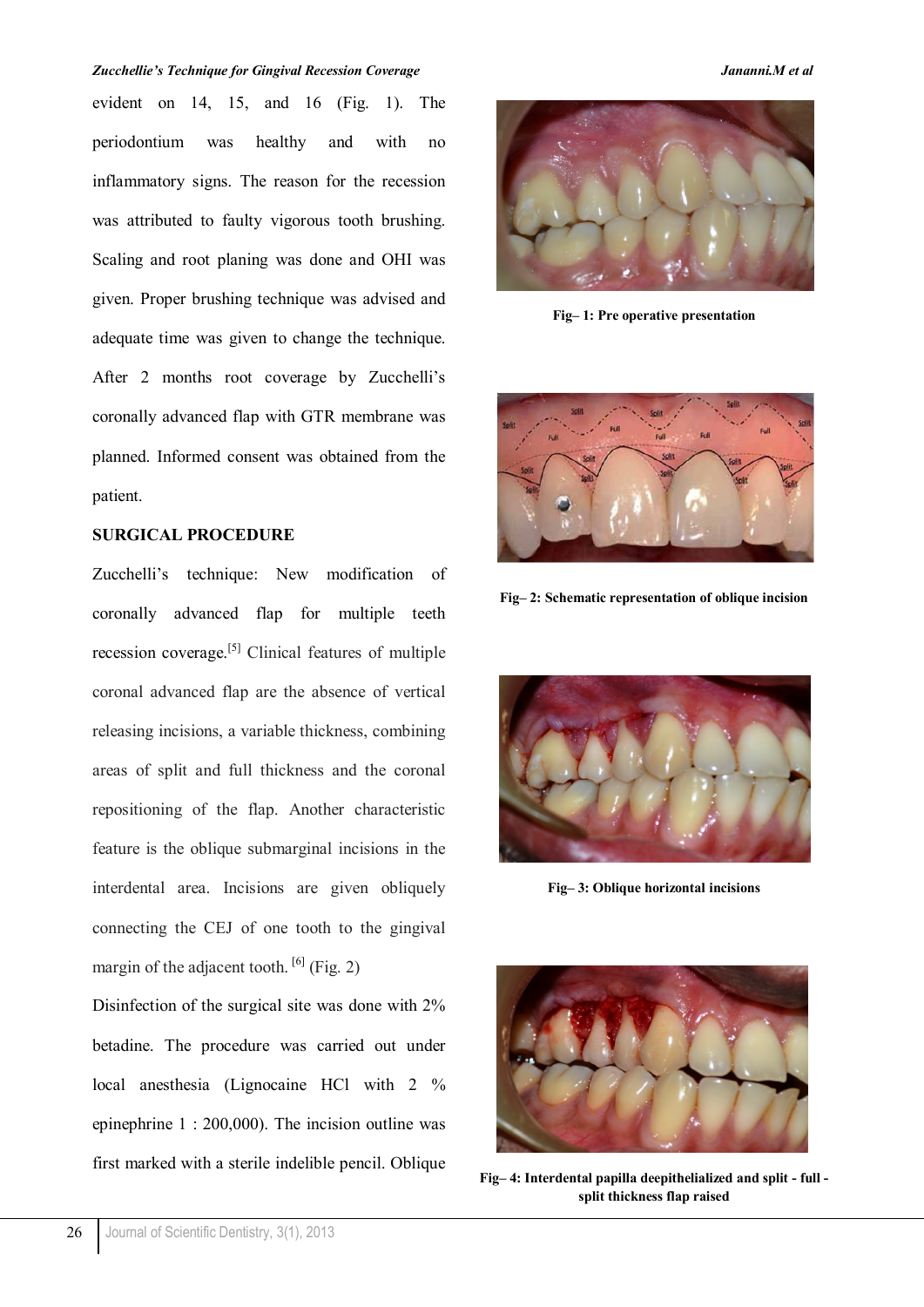evident on 14, 15, and 16 (Fig. 1). The periodontium was healthy and with no inflammatory signs. The reason for the recession was attributed to faulty vigorous tooth brushing. Scaling and root planing was done and OHI was given. Proper brushing technique was advised and adequate time was given to change the technique. After 2 months root coverage by Zucchelli's coronally advanced flap with GTR membrane was planned. Informed consent was obtained from the patient.

## SURGICAL PROCEDURE

Zucchelli's technique: New modification of coronally advanced flap for multiple teeth recession coverage.[5] Clinical features of multiple coronal advanced flap are the absence of vertical releasing incisions, a variable thickness, combining areas of split and full thickness and the coronal repositioning of the flap. Another characteristic feature is the oblique submarginal incisions in the interdental area. Incisions are given obliquely connecting the CEJ of one tooth to the gingival margin of the adjacent tooth. [6] (Fig. 2)

Disinfection of the surgical site was done with 2% betadine. The procedure was carried out under local anesthesia (Lignocaine HCl with 2 % epinephrine 1 : 200,000). The incision outline was first marked with a sterile indelible pencil. Oblique

**Fig– 1: Pre operative presentation**

**Fig– 2: Schematic representation of oblique incision**

**Fig– 3: Oblique horizontal incisions**

**Fig– 4: Interdental papilla deepithelialized and split - full - split thickness flap raised**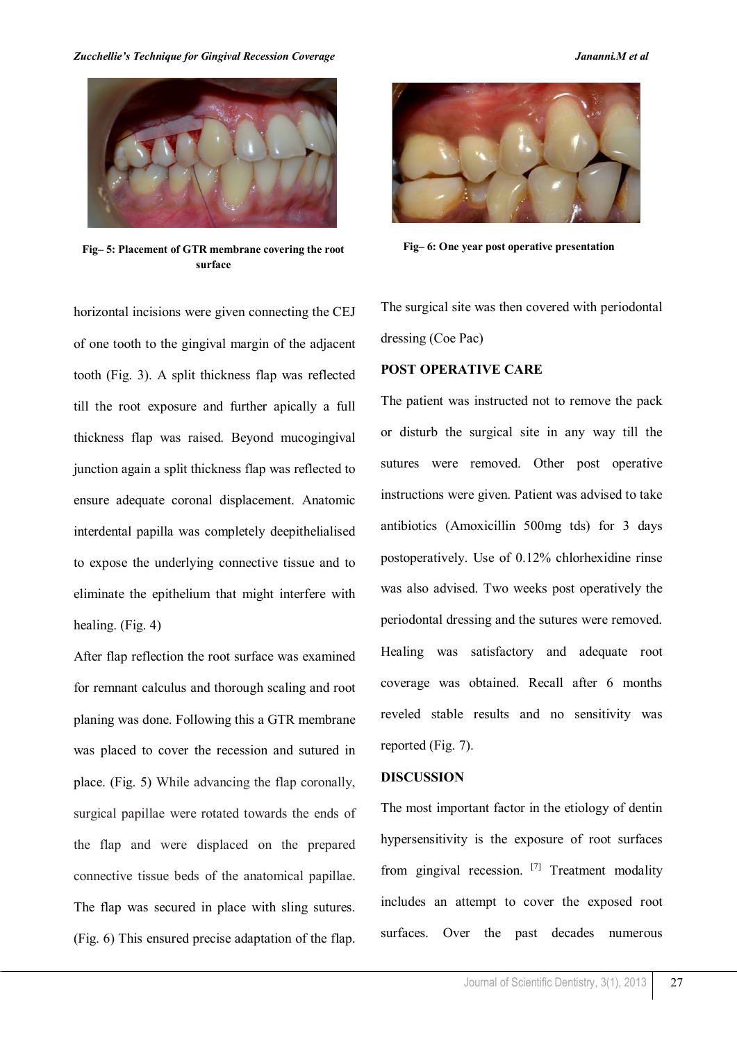Fig– 5: Placement of GTR membrane covering the root surface

Fig– 6: One year post operative presentation

horizontal incisions were given connecting the CEJ of one tooth to the gingival margin of the adjacent tooth (Fig. 3). A split thickness flap was reflected till the root exposure and further apically a full thickness flap was raised. Beyond mucogingival junction again a split thickness flap was reflected to ensure adequate coronal displacement. Anatomic interdental papilla was completely deepithelialised to expose the underlying connective tissue and to eliminate the epithelium that might interfere with healing. (Fig. 4)

After flap reflection the root surface was examined for remnant calculus and thorough scaling and root planing was done. Following this a GTR membrane was placed to cover the recession and sutured in place. (Fig. 5) While advancing the flap coronally, surgical papillae were rotated towards the ends of the flap and were displaced on the prepared connective tissue beds of the anatomical papillae. The flap was secured in place with sling sutures. (Fig. 6) This ensured precise adaptation of the flap.

The surgical site was then covered with periodontal dressing (Coe Pac)

**POST OPERATIVE CARE**

The patient was instructed not to remove the pack or disturb the surgical site in any way till the sutures were removed. Other post operative instructions were given. Patient was advised to take antibiotics (Amoxicillin 500mg tds) for 3 days postoperatively. Use of 0.12% chlorhexidine rinse was also advised. Two weeks post operatively the periodontal dressing and the sutures were removed. Healing was satisfactory and adequate root coverage was obtained. Recall after 6 months reveled stable results and no sensitivity was reported (Fig. 7).

**DISCUSSION**

The most important factor in the etiology of dentin hypersensitivity is the exposure of root surfaces from gingival recession. [7] Treatment modality includes an attempt to cover the exposed root surfaces. Over the past decades numerous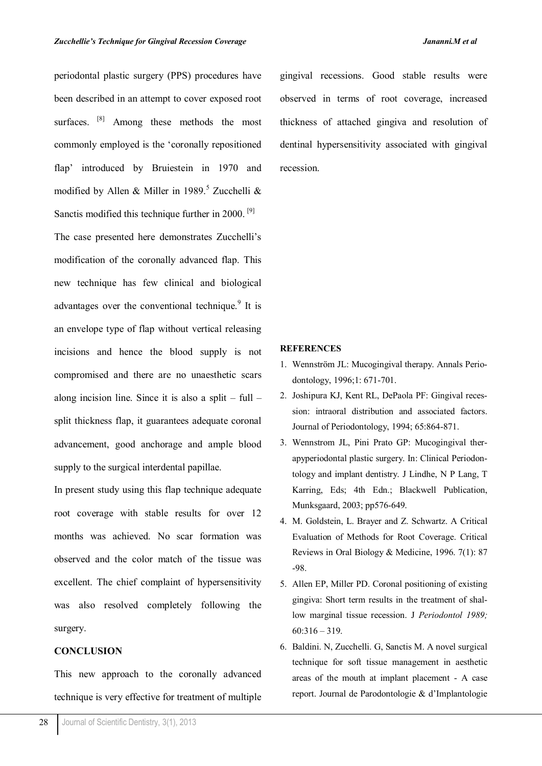periodontal plastic surgery (PPS) procedures have been described in an attempt to cover exposed root surfaces. [8] Among these methods the most commonly employed is the 'coronally repositioned flap' introduced by Bruiestein in 1970 and modified by Allen & Miller in 1989.[5] Zucchelli & Sanctis modified this technique further in 2000. [9]

The case presented here demonstrates Zucchelli's modification of the coronally advanced flap. This new technique has few clinical and biological advantages over the conventional technique.[9] It is an envelope type of flap without vertical releasing incisions and hence the blood supply is not compromised and there are no unaesthetic scars along incision line. Since it is also a split – full – split thickness flap, it guarantees adequate coronal advancement, good anchorage and ample blood supply to the surgical interdental papillae.

In present study using this flap technique adequate root coverage with stable results for over 12 months was achieved. No scar formation was observed and the color match of the tissue was excellent. The chief complaint of hypersensitivity was also resolved completely following the surgery.

## CONCLUSION

This new approach to the coronally advanced technique is very effective for treatment of multiple gingival recessions. Good stable results were observed in terms of root coverage, increased thickness of attached gingiva and resolution of dentinal hypersensitivity associated with gingival recession.

## REFERENCES

1. Wennström JL: Mucogingival therapy. Annals Periodontology, 1996;1: 671-701.
2. Joshipura KJ, Kent RL, DePaola PF: Gingival recession: intraoral distribution and associated factors. Journal of Periodontology, 1994; 65:864-871.
3. Wennstrom JL, Pini Prato GP: Mucogingival therapyperiodontal plastic surgery. In: Clinical Periodontology and implant dentistry. J Lindhe, N P Lang, T Karring, Eds; 4th Edn.; Blackwell Publication, Munksgaard, 2003; pp576-649.
4. M. Goldstein, L. Brayer and Z. Schwartz. A Critical Evaluation of Methods for Root Coverage. Critical Reviews in Oral Biology & Medicine, 1996. 7(1): 87 -98.
5. Allen EP, Miller PD. Coronal positioning of existing gingiva: Short term results in the treatment of shallow marginal tissue recession. J *Periodontol 1989;* 60:316 – 319.
6. Baldini. N, Zucchelli. G, Sanctis M. A novel surgical technique for soft tissue management in aesthetic areas of the mouth at implant placement - A case report. Journal de Parodontologie & d'Implantologie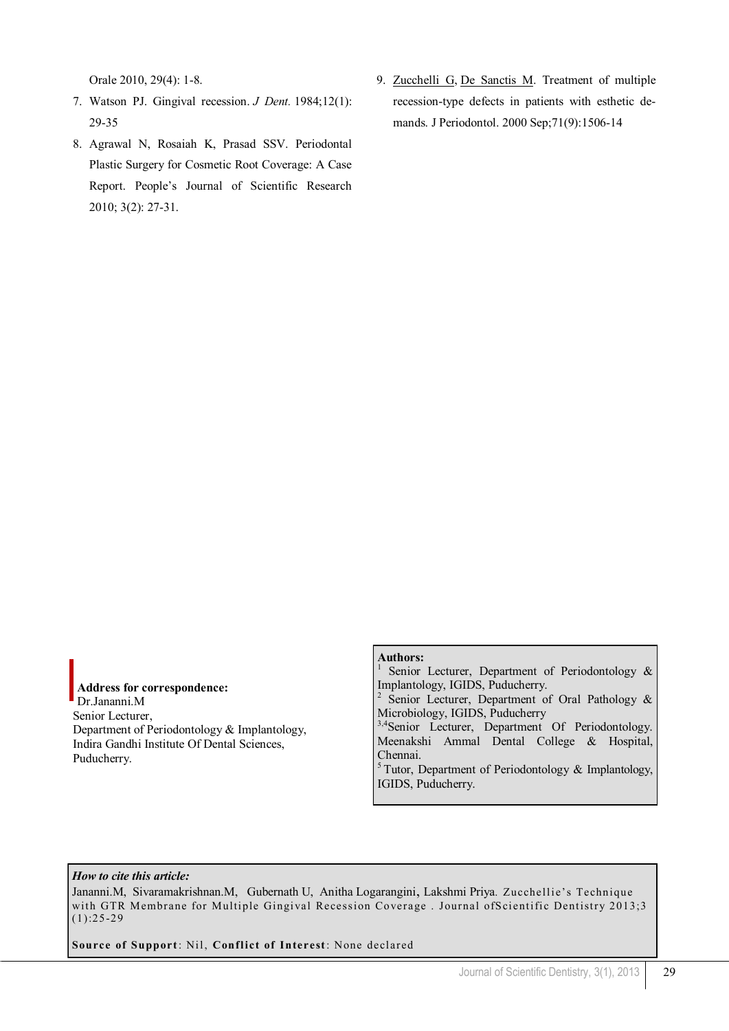Orale 2010, 29(4): 1-8.

7. Watson PJ. Gingival recession. *J Dent*. 1984;12(1): 29-35
8. Agrawal N, Rosaiah K, Prasad SSV. Periodontal Plastic Surgery for Cosmetic Root Coverage: A Case Report. People's Journal of Scientific Research 2010; 3(2): 27-31.
9. Zucchelli G, De Sanctis M. Treatment of multiple recession-type defects in patients with esthetic demands. J Periodontol. 2000 Sep;71(9):1506-14

**Address for correspondence:**
Dr.Jananni.M
Senior Lecturer,
Department of Periodontology & Implantology,
Indira Gandhi Institute Of Dental Sciences,
Puducherry.

**Authors:**
[1] Senior Lecturer, Department of Periodontology & Implantology, IGIDS, Puducherry.
[2] Senior Lecturer, Department of Oral Pathology & Microbiology, IGIDS, Puducherry
[3,4] Senior Lecturer, Department Of Periodontology. Meenakshi Ammal Dental College & Hospital, Chennai.
[5] Tutor, Department of Periodontology & Implantology, IGIDS, Puducherry.

***How to cite this article:***
Jananni.M, Sivaramakrishnan.M, Gubernath U, Anitha Logarangini, Lakshmi Priya. Zucchellie's Technique with GTR Membrane for Multiple Gingival Recession Coverage . Journal ofScientific Dentistry 2013;3 (1):25-29

**Source of Support**: Nil, **Conflict of Interest**: None declared